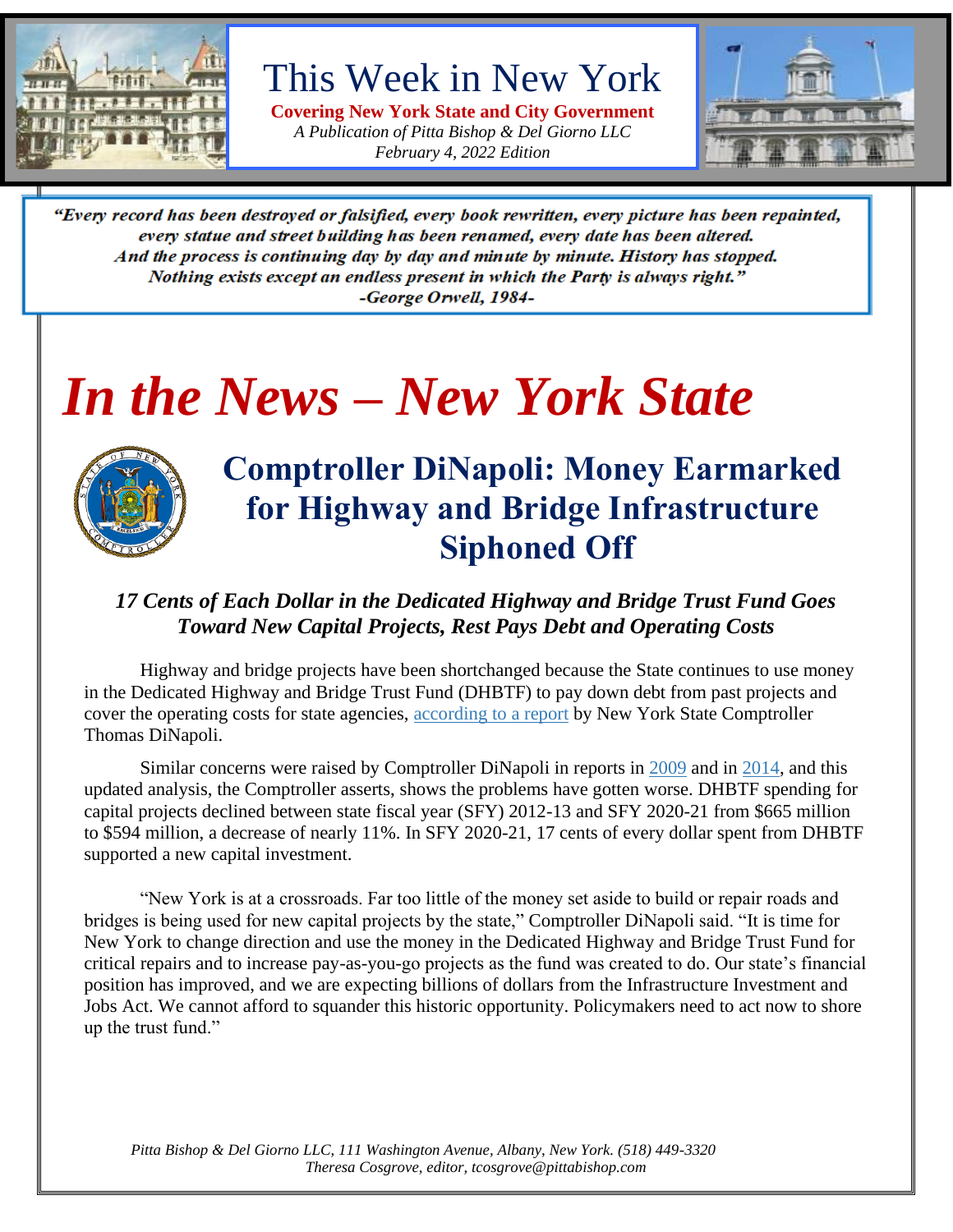# This Week in New York

**Covering New York State and City Government**

*A Publication of Pitta Bishop & Del Giorno LLC*

*February 4, 2022 Edition*

> ***"Every record has been destroyed or falsified, every book rewritten, every picture has been repainted, every statue and street building has been renamed, every date has been altered. And the process is continuing day by day and minute by minute. History has stopped. Nothing exists except an endless present in which the Party is always right."***
>
> ***-George Orwell, 1984-***

# *In the News – New York State*

## Comptroller DiNapoli: Money Earmarked for Highway and Bridge Infrastructure Siphoned Off

### *17 Cents of Each Dollar in the Dedicated Highway and Bridge Trust Fund Goes Toward New Capital Projects, Rest Pays Debt and Operating Costs*

Highway and bridge projects have been shortchanged because the State continues to use money in the Dedicated Highway and Bridge Trust Fund (DHBTF) to pay down debt from past projects and cover the operating costs for state agencies, according to a report by New York State Comptroller Thomas DiNapoli.

Similar concerns were raised by Comptroller DiNapoli in reports in 2009 and in 2014, and this updated analysis, the Comptroller asserts, shows the problems have gotten worse. DHBTF spending for capital projects declined between state fiscal year (SFY) 2012-13 and SFY 2020-21 from $665 million to $594 million, a decrease of nearly 11%. In SFY 2020-21, 17 cents of every dollar spent from DHBTF supported a new capital investment.

"New York is at a crossroads. Far too little of the money set aside to build or repair roads and bridges is being used for new capital projects by the state," Comptroller DiNapoli said. "It is time for New York to change direction and use the money in the Dedicated Highway and Bridge Trust Fund for critical repairs and to increase pay-as-you-go projects as the fund was created to do. Our state's financial position has improved, and we are expecting billions of dollars from the Infrastructure Investment and Jobs Act. We cannot afford to squander this historic opportunity. Policymakers need to act now to shore up the trust fund."

*Pitta Bishop & Del Giorno LLC, 111 Washington Avenue, Albany, New York. (518) 449-3320*
*Theresa Cosgrove, editor, tcosgrove@pittabishop.com*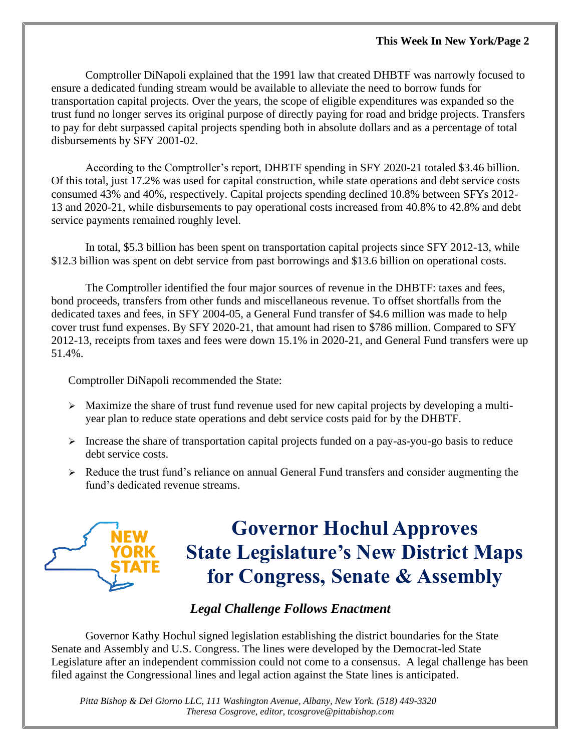Comptroller DiNapoli explained that the 1991 law that created DHBTF was narrowly focused to ensure a dedicated funding stream would be available to alleviate the need to borrow funds for transportation capital projects. Over the years, the scope of eligible expenditures was expanded so the trust fund no longer serves its original purpose of directly paying for road and bridge projects. Transfers to pay for debt surpassed capital projects spending both in absolute dollars and as a percentage of total disbursements by SFY 2001-02.

According to the Comptroller's report, DHBTF spending in SFY 2020-21 totaled $3.46 billion. Of this total, just 17.2% was used for capital construction, while state operations and debt service costs consumed 43% and 40%, respectively. Capital projects spending declined 10.8% between SFYs 2012-13 and 2020-21, while disbursements to pay operational costs increased from 40.8% to 42.8% and debt service payments remained roughly level.

In total, $5.3 billion has been spent on transportation capital projects since SFY 2012-13, while $12.3 billion was spent on debt service from past borrowings and $13.6 billion on operational costs.

The Comptroller identified the four major sources of revenue in the DHBTF: taxes and fees, bond proceeds, transfers from other funds and miscellaneous revenue. To offset shortfalls from the dedicated taxes and fees, in SFY 2004-05, a General Fund transfer of $4.6 million was made to help cover trust fund expenses. By SFY 2020-21, that amount had risen to $786 million. Compared to SFY 2012-13, receipts from taxes and fees were down 15.1% in 2020-21, and General Fund transfers were up 51.4%.

Comptroller DiNapoli recommended the State:

- Maximize the share of trust fund revenue used for new capital projects by developing a multi-year plan to reduce state operations and debt service costs paid for by the DHBTF.
- Increase the share of transportation capital projects funded on a pay-as-you-go basis to reduce debt service costs.
- Reduce the trust fund's reliance on annual General Fund transfers and consider augmenting the fund's dedicated revenue streams.

NEW YORK STATE

# Governor Hochul Approves State Legislature's New District Maps for Congress, Senate & Assembly

***Legal Challenge Follows Enactment***

Governor Kathy Hochul signed legislation establishing the district boundaries for the State Senate and Assembly and U.S. Congress. The lines were developed by the Democrat-led State Legislature after an independent commission could not come to a consensus. A legal challenge has been filed against the Congressional lines and legal action against the State lines is anticipated.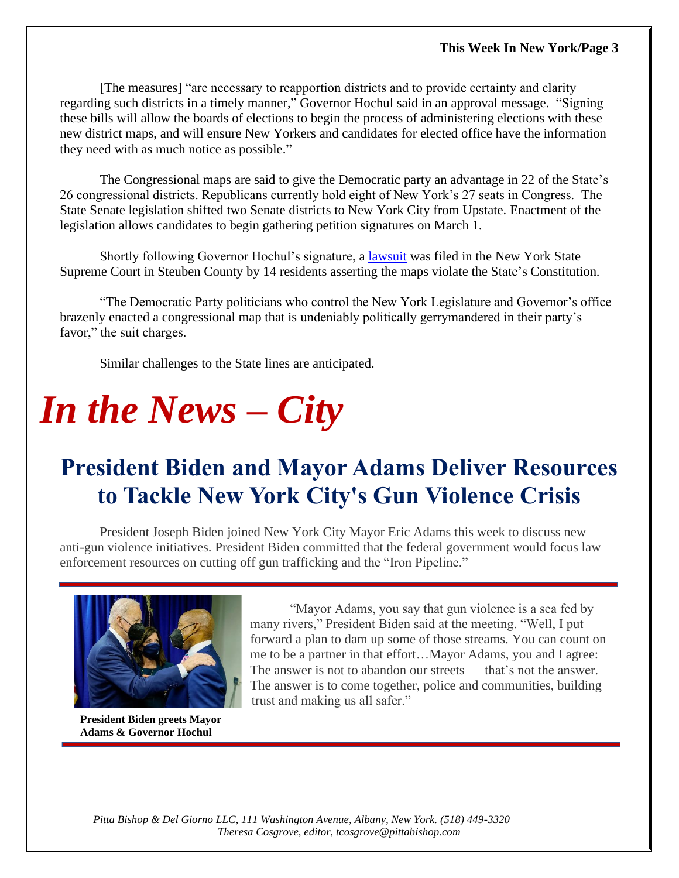[The measures] "are necessary to reapportion districts and to provide certainty and clarity regarding such districts in a timely manner," Governor Hochul said in an approval message. "Signing these bills will allow the boards of elections to begin the process of administering elections with these new district maps, and will ensure New Yorkers and candidates for elected office have the information they need with as much notice as possible."

The Congressional maps are said to give the Democratic party an advantage in 22 of the State's 26 congressional districts. Republicans currently hold eight of New York's 27 seats in Congress. The State Senate legislation shifted two Senate districts to New York City from Upstate. Enactment of the legislation allows candidates to begin gathering petition signatures on March 1.

Shortly following Governor Hochul's signature, a lawsuit was filed in the New York State Supreme Court in Steuben County by 14 residents asserting the maps violate the State's Constitution.

"The Democratic Party politicians who control the New York Legislature and Governor's office brazenly enacted a congressional map that is undeniably politically gerrymandered in their party's favor," the suit charges.

Similar challenges to the State lines are anticipated.

# *In the News – City*

## President Biden and Mayor Adams Deliver Resources to Tackle New York City's Gun Violence Crisis

President Joseph Biden joined New York City Mayor Eric Adams this week to discuss new anti-gun violence initiatives. President Biden committed that the federal government would focus law enforcement resources on cutting off gun trafficking and the "Iron Pipeline."

**President Biden greets Mayor Adams & Governor Hochul**

"Mayor Adams, you say that gun violence is a sea fed by many rivers," President Biden said at the meeting. "Well, I put forward a plan to dam up some of those streams. You can count on me to be a partner in that effort…Mayor Adams, you and I agree: The answer is not to abandon our streets — that's not the answer. The answer is to come together, police and communities, building trust and making us all safer."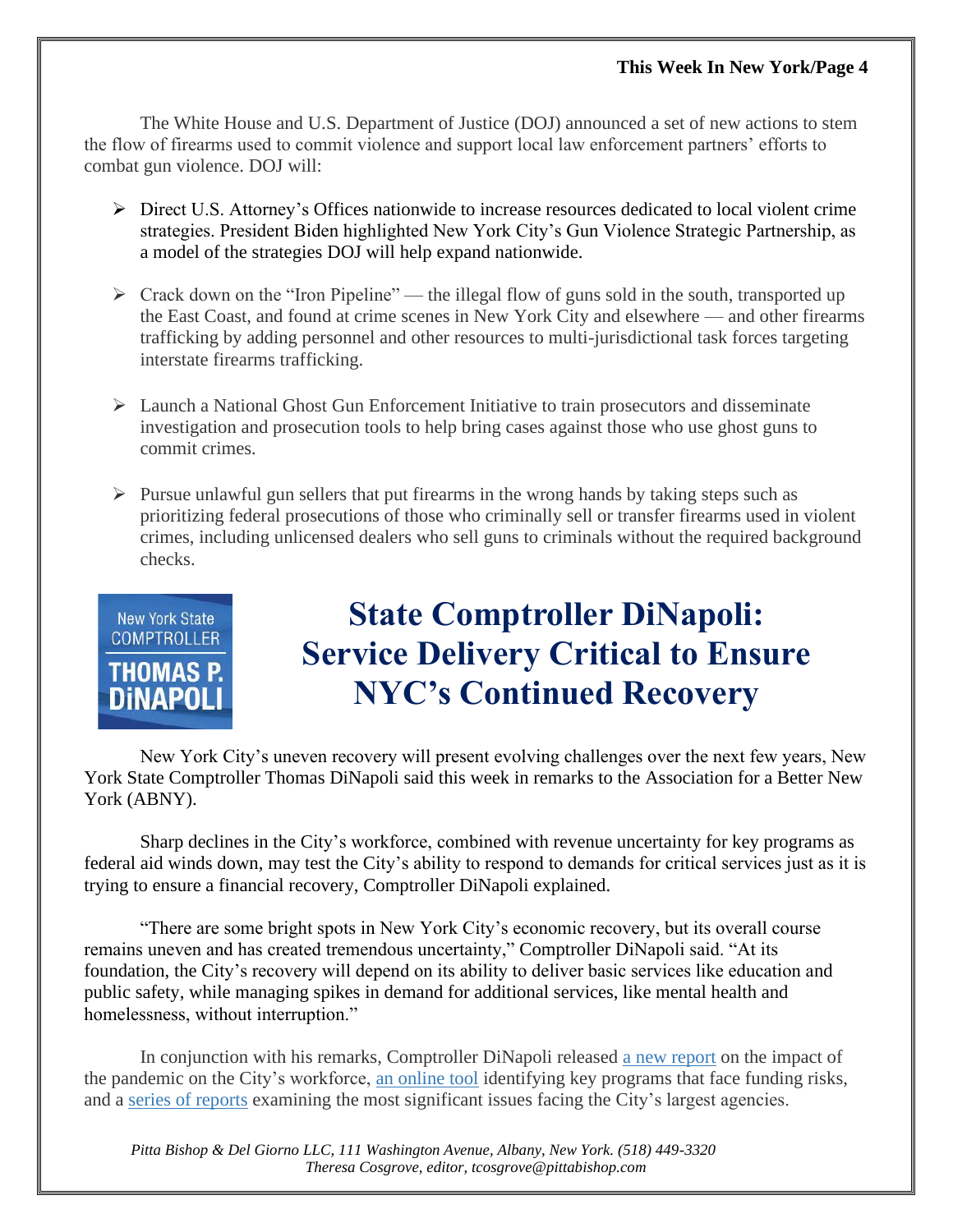The White House and U.S. Department of Justice (DOJ) announced a set of new actions to stem the flow of firearms used to commit violence and support local law enforcement partners' efforts to combat gun violence. DOJ will:

- Direct U.S. Attorney's Offices nationwide to increase resources dedicated to local violent crime strategies. President Biden highlighted New York City's Gun Violence Strategic Partnership, as a model of the strategies DOJ will help expand nationwide.
- Crack down on the "Iron Pipeline" — the illegal flow of guns sold in the south, transported up the East Coast, and found at crime scenes in New York City and elsewhere — and other firearms trafficking by adding personnel and other resources to multi-jurisdictional task forces targeting interstate firearms trafficking.
- Launch a National Ghost Gun Enforcement Initiative to train prosecutors and disseminate investigation and prosecution tools to help bring cases against those who use ghost guns to commit crimes.
- Pursue unlawful gun sellers that put firearms in the wrong hands by taking steps such as prioritizing federal prosecutions of those who criminally sell or transfer firearms used in violent crimes, including unlicensed dealers who sell guns to criminals without the required background checks.

New York State COMPTROLLER THOMAS P. DiNAPOLI

# State Comptroller DiNapoli: Service Delivery Critical to Ensure NYC's Continued Recovery

New York City's uneven recovery will present evolving challenges over the next few years, New York State Comptroller Thomas DiNapoli said this week in remarks to the Association for a Better New York (ABNY).

Sharp declines in the City's workforce, combined with revenue uncertainty for key programs as federal aid winds down, may test the City's ability to respond to demands for critical services just as it is trying to ensure a financial recovery, Comptroller DiNapoli explained.

"There are some bright spots in New York City's economic recovery, but its overall course remains uneven and has created tremendous uncertainty," Comptroller DiNapoli said. "At its foundation, the City's recovery will depend on its ability to deliver basic services like education and public safety, while managing spikes in demand for additional services, like mental health and homelessness, without interruption."

In conjunction with his remarks, Comptroller DiNapoli released a new report on the impact of the pandemic on the City's workforce, an online tool identifying key programs that face funding risks, and a series of reports examining the most significant issues facing the City's largest agencies.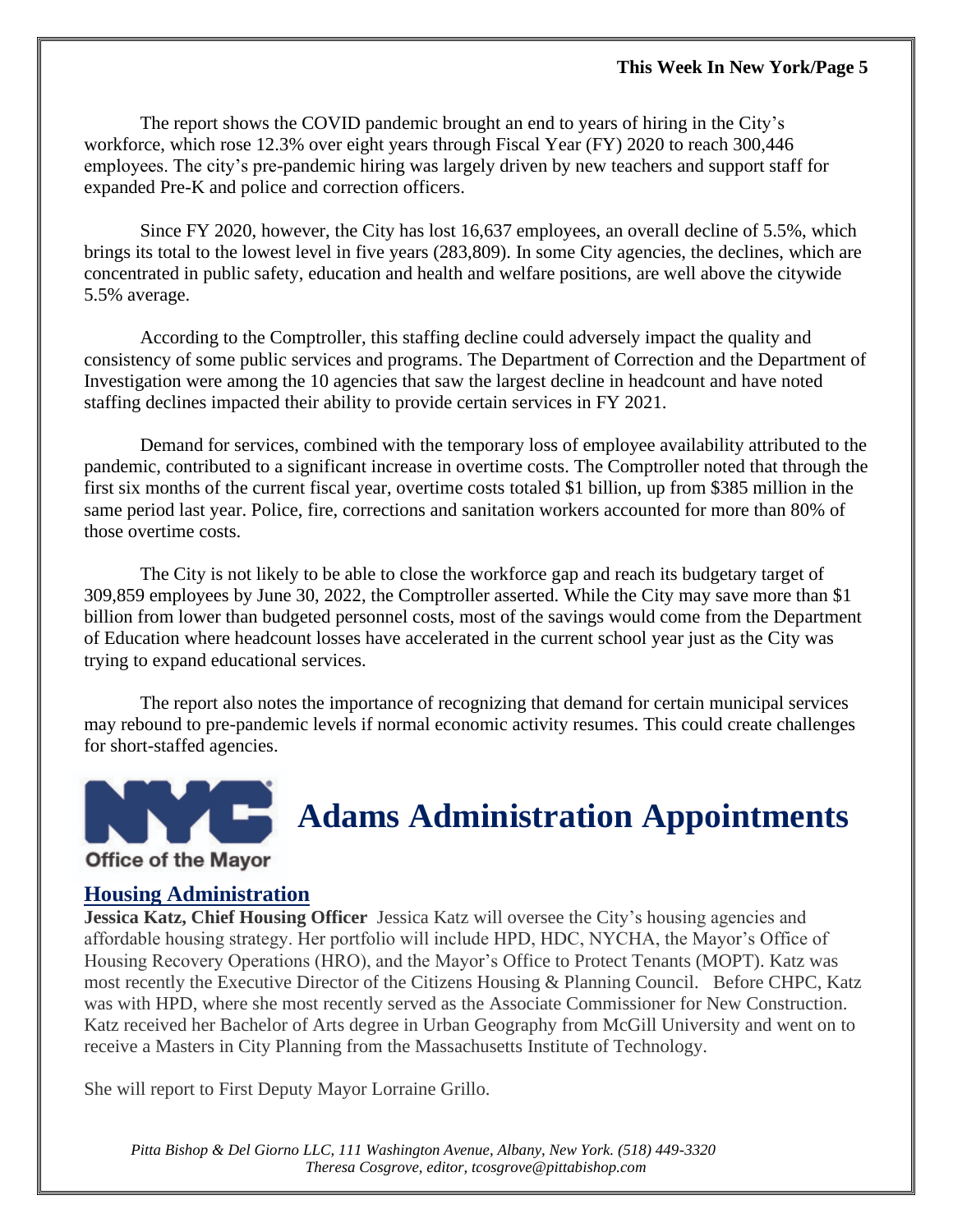The report shows the COVID pandemic brought an end to years of hiring in the City's workforce, which rose 12.3% over eight years through Fiscal Year (FY) 2020 to reach 300,446 employees. The city's pre-pandemic hiring was largely driven by new teachers and support staff for expanded Pre-K and police and correction officers.

Since FY 2020, however, the City has lost 16,637 employees, an overall decline of 5.5%, which brings its total to the lowest level in five years (283,809). In some City agencies, the declines, which are concentrated in public safety, education and health and welfare positions, are well above the citywide 5.5% average.

According to the Comptroller, this staffing decline could adversely impact the quality and consistency of some public services and programs. The Department of Correction and the Department of Investigation were among the 10 agencies that saw the largest decline in headcount and have noted staffing declines impacted their ability to provide certain services in FY 2021.

Demand for services, combined with the temporary loss of employee availability attributed to the pandemic, contributed to a significant increase in overtime costs. The Comptroller noted that through the first six months of the current fiscal year, overtime costs totaled $1 billion, up from $385 million in the same period last year. Police, fire, corrections and sanitation workers accounted for more than 80% of those overtime costs.

The City is not likely to be able to close the workforce gap and reach its budgetary target of 309,859 employees by June 30, 2022, the Comptroller asserted. While the City may save more than $1 billion from lower than budgeted personnel costs, most of the savings would come from the Department of Education where headcount losses have accelerated in the current school year just as the City was trying to expand educational services.

The report also notes the importance of recognizing that demand for certain municipal services may rebound to pre-pandemic levels if normal economic activity resumes. This could create challenges for short-staffed agencies.

NYC Office of the Mayor

# Adams Administration Appointments

## Housing Administration

**Jessica Katz, Chief Housing Officer** Jessica Katz will oversee the City's housing agencies and affordable housing strategy. Her portfolio will include HPD, HDC, NYCHA, the Mayor's Office of Housing Recovery Operations (HRO), and the Mayor's Office to Protect Tenants (MOPT). Katz was most recently the Executive Director of the Citizens Housing & Planning Council. Before CHPC, Katz was with HPD, where she most recently served as the Associate Commissioner for New Construction. Katz received her Bachelor of Arts degree in Urban Geography from McGill University and went on to receive a Masters in City Planning from the Massachusetts Institute of Technology.

She will report to First Deputy Mayor Lorraine Grillo.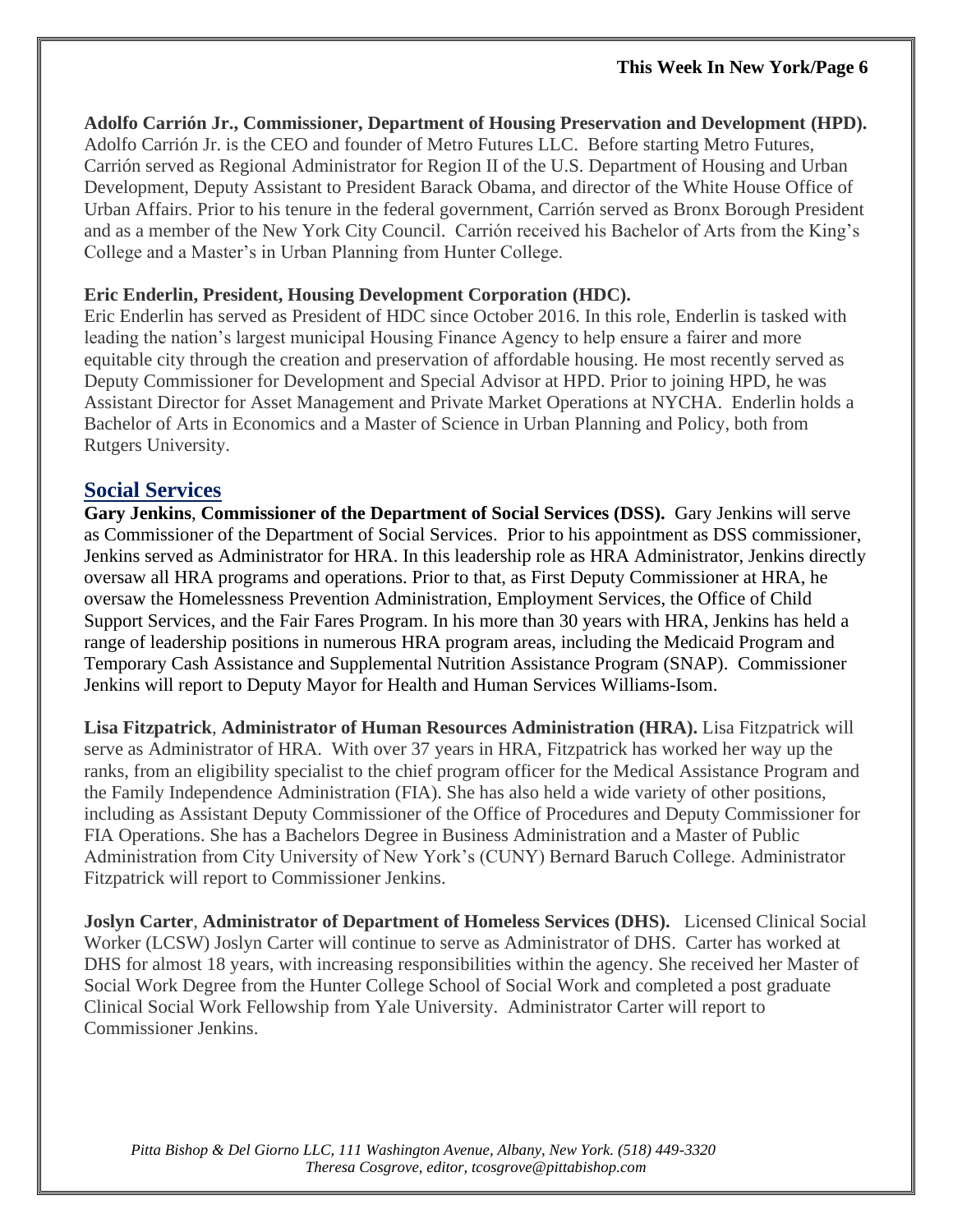**Adolfo Carrión Jr., Commissioner, Department of Housing Preservation and Development (HPD).** Adolfo Carrión Jr. is the CEO and founder of Metro Futures LLC. Before starting Metro Futures, Carrión served as Regional Administrator for Region II of the U.S. Department of Housing and Urban Development, Deputy Assistant to President Barack Obama, and director of the White House Office of Urban Affairs. Prior to his tenure in the federal government, Carrión served as Bronx Borough President and as a member of the New York City Council. Carrión received his Bachelor of Arts from the King's College and a Master's in Urban Planning from Hunter College.

**Eric Enderlin, President, Housing Development Corporation (HDC).**
Eric Enderlin has served as President of HDC since October 2016. In this role, Enderlin is tasked with leading the nation's largest municipal Housing Finance Agency to help ensure a fairer and more equitable city through the creation and preservation of affordable housing. He most recently served as Deputy Commissioner for Development and Special Advisor at HPD. Prior to joining HPD, he was Assistant Director for Asset Management and Private Market Operations at NYCHA. Enderlin holds a Bachelor of Arts in Economics and a Master of Science in Urban Planning and Policy, both from Rutgers University.

## Social Services

**Gary Jenkins**, **Commissioner of the Department of Social Services (DSS).** Gary Jenkins will serve as Commissioner of the Department of Social Services. Prior to his appointment as DSS commissioner, Jenkins served as Administrator for HRA. In this leadership role as HRA Administrator, Jenkins directly oversaw all HRA programs and operations. Prior to that, as First Deputy Commissioner at HRA, he oversaw the Homelessness Prevention Administration, Employment Services, the Office of Child Support Services, and the Fair Fares Program. In his more than 30 years with HRA, Jenkins has held a range of leadership positions in numerous HRA program areas, including the Medicaid Program and Temporary Cash Assistance and Supplemental Nutrition Assistance Program (SNAP). Commissioner Jenkins will report to Deputy Mayor for Health and Human Services Williams-Isom.

**Lisa Fitzpatrick**, **Administrator of Human Resources Administration (HRA).** Lisa Fitzpatrick will serve as Administrator of HRA. With over 37 years in HRA, Fitzpatrick has worked her way up the ranks, from an eligibility specialist to the chief program officer for the Medical Assistance Program and the Family Independence Administration (FIA). She has also held a wide variety of other positions, including as Assistant Deputy Commissioner of the Office of Procedures and Deputy Commissioner for FIA Operations. She has a Bachelors Degree in Business Administration and a Master of Public Administration from City University of New York's (CUNY) Bernard Baruch College. Administrator Fitzpatrick will report to Commissioner Jenkins.

**Joslyn Carter**, **Administrator of Department of Homeless Services (DHS).** Licensed Clinical Social Worker (LCSW) Joslyn Carter will continue to serve as Administrator of DHS. Carter has worked at DHS for almost 18 years, with increasing responsibilities within the agency. She received her Master of Social Work Degree from the Hunter College School of Social Work and completed a post graduate Clinical Social Work Fellowship from Yale University. Administrator Carter will report to Commissioner Jenkins.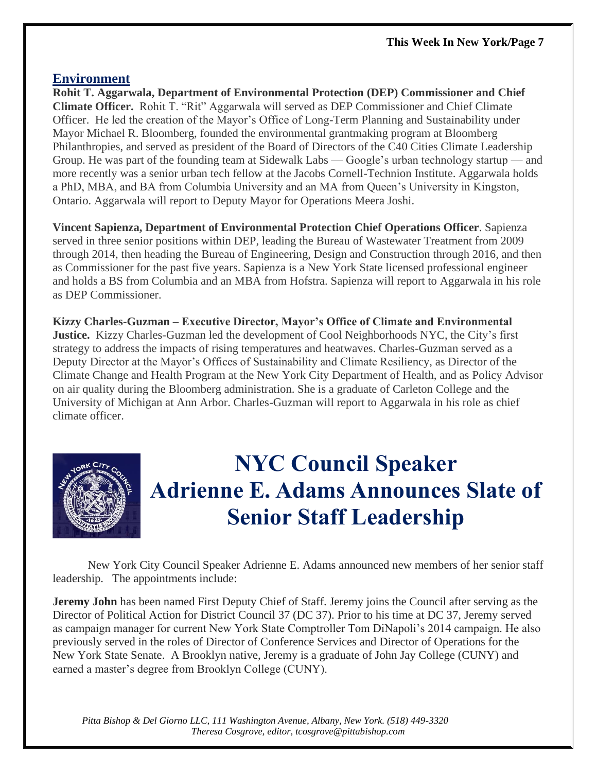## Environment

**Rohit T. Aggarwala, Department of Environmental Protection (DEP) Commissioner and Chief Climate Officer.** Rohit T. "Rit" Aggarwala will served as DEP Commissioner and Chief Climate Officer. He led the creation of the Mayor's Office of Long-Term Planning and Sustainability under Mayor Michael R. Bloomberg, founded the environmental grantmaking program at Bloomberg Philanthropies, and served as president of the Board of Directors of the C40 Cities Climate Leadership Group. He was part of the founding team at Sidewalk Labs — Google's urban technology startup — and more recently was a senior urban tech fellow at the Jacobs Cornell-Technion Institute. Aggarwala holds a PhD, MBA, and BA from Columbia University and an MA from Queen's University in Kingston, Ontario. Aggarwala will report to Deputy Mayor for Operations Meera Joshi.

**Vincent Sapienza, Department of Environmental Protection Chief Operations Officer**. Sapienza served in three senior positions within DEP, leading the Bureau of Wastewater Treatment from 2009 through 2014, then heading the Bureau of Engineering, Design and Construction through 2016, and then as Commissioner for the past five years. Sapienza is a New York State licensed professional engineer and holds a BS from Columbia and an MBA from Hofstra. Sapienza will report to Aggarwala in his role as DEP Commissioner.

**Kizzy Charles-Guzman – Executive Director, Mayor's Office of Climate and Environmental Justice.** Kizzy Charles-Guzman led the development of Cool Neighborhoods NYC, the City's first strategy to address the impacts of rising temperatures and heatwaves. Charles-Guzman served as a Deputy Director at the Mayor's Offices of Sustainability and Climate Resiliency, as Director of the Climate Change and Health Program at the New York City Department of Health, and as Policy Advisor on air quality during the Bloomberg administration. She is a graduate of Carleton College and the University of Michigan at Ann Arbor. Charles-Guzman will report to Aggarwala in his role as chief climate officer.

# NYC Council Speaker Adrienne E. Adams Announces Slate of Senior Staff Leadership

New York City Council Speaker Adrienne E. Adams announced new members of her senior staff leadership. The appointments include:

**Jeremy John** has been named First Deputy Chief of Staff. Jeremy joins the Council after serving as the Director of Political Action for District Council 37 (DC 37). Prior to his time at DC 37, Jeremy served as campaign manager for current New York State Comptroller Tom DiNapoli's 2014 campaign. He also previously served in the roles of Director of Conference Services and Director of Operations for the New York State Senate. A Brooklyn native, Jeremy is a graduate of John Jay College (CUNY) and earned a master's degree from Brooklyn College (CUNY).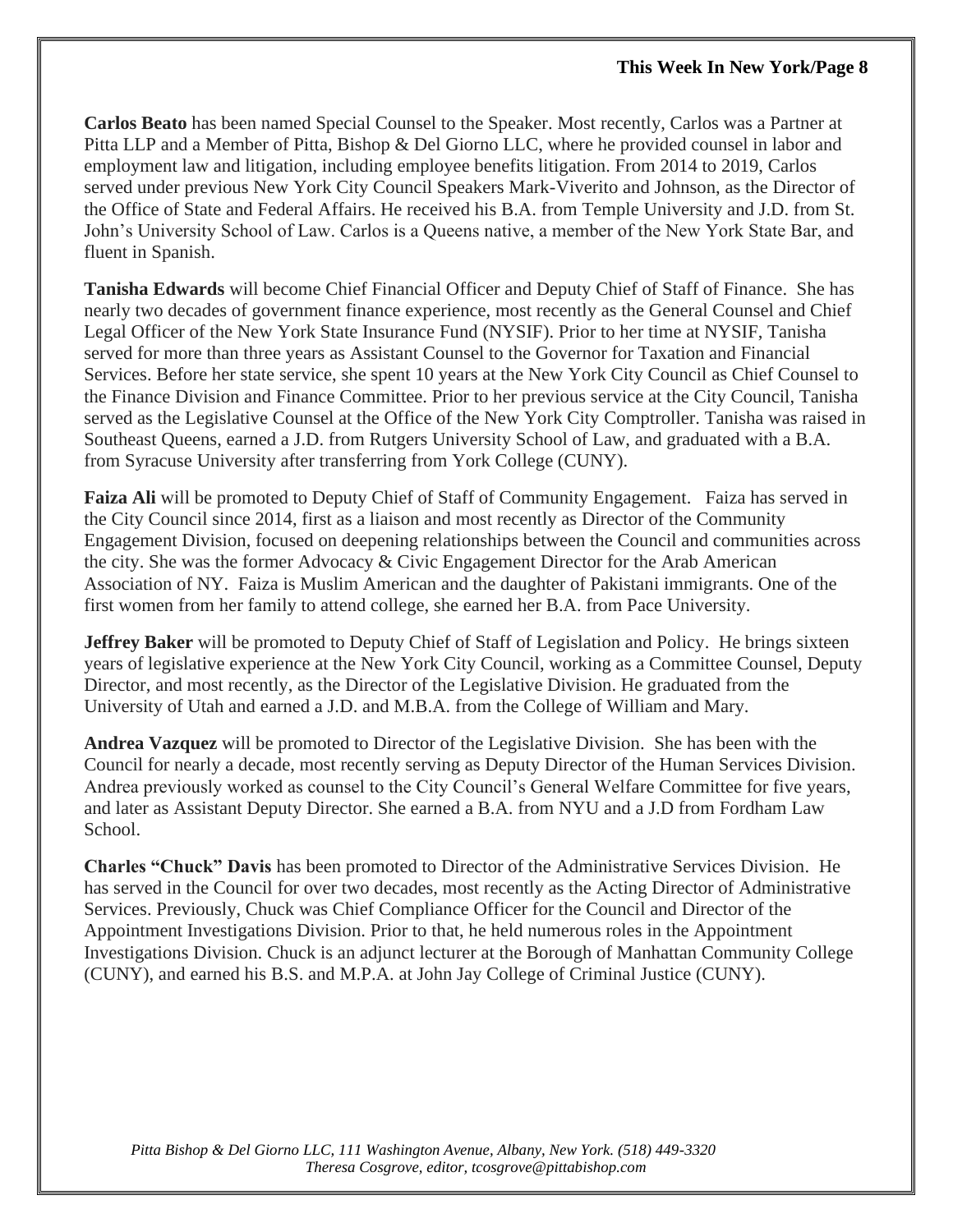**Carlos Beato** has been named Special Counsel to the Speaker. Most recently, Carlos was a Partner at Pitta LLP and a Member of Pitta, Bishop & Del Giorno LLC, where he provided counsel in labor and employment law and litigation, including employee benefits litigation. From 2014 to 2019, Carlos served under previous New York City Council Speakers Mark-Viverito and Johnson, as the Director of the Office of State and Federal Affairs. He received his B.A. from Temple University and J.D. from St. John's University School of Law. Carlos is a Queens native, a member of the New York State Bar, and fluent in Spanish.

**Tanisha Edwards** will become Chief Financial Officer and Deputy Chief of Staff of Finance. She has nearly two decades of government finance experience, most recently as the General Counsel and Chief Legal Officer of the New York State Insurance Fund (NYSIF). Prior to her time at NYSIF, Tanisha served for more than three years as Assistant Counsel to the Governor for Taxation and Financial Services. Before her state service, she spent 10 years at the New York City Council as Chief Counsel to the Finance Division and Finance Committee. Prior to her previous service at the City Council, Tanisha served as the Legislative Counsel at the Office of the New York City Comptroller. Tanisha was raised in Southeast Queens, earned a J.D. from Rutgers University School of Law, and graduated with a B.A. from Syracuse University after transferring from York College (CUNY).

**Faiza Ali** will be promoted to Deputy Chief of Staff of Community Engagement. Faiza has served in the City Council since 2014, first as a liaison and most recently as Director of the Community Engagement Division, focused on deepening relationships between the Council and communities across the city. She was the former Advocacy & Civic Engagement Director for the Arab American Association of NY. Faiza is Muslim American and the daughter of Pakistani immigrants. One of the first women from her family to attend college, she earned her B.A. from Pace University.

**Jeffrey Baker** will be promoted to Deputy Chief of Staff of Legislation and Policy. He brings sixteen years of legislative experience at the New York City Council, working as a Committee Counsel, Deputy Director, and most recently, as the Director of the Legislative Division. He graduated from the University of Utah and earned a J.D. and M.B.A. from the College of William and Mary.

**Andrea Vazquez** will be promoted to Director of the Legislative Division. She has been with the Council for nearly a decade, most recently serving as Deputy Director of the Human Services Division. Andrea previously worked as counsel to the City Council's General Welfare Committee for five years, and later as Assistant Deputy Director. She earned a B.A. from NYU and a J.D from Fordham Law School.

**Charles "Chuck" Davis** has been promoted to Director of the Administrative Services Division. He has served in the Council for over two decades, most recently as the Acting Director of Administrative Services. Previously, Chuck was Chief Compliance Officer for the Council and Director of the Appointment Investigations Division. Prior to that, he held numerous roles in the Appointment Investigations Division. Chuck is an adjunct lecturer at the Borough of Manhattan Community College (CUNY), and earned his B.S. and M.P.A. at John Jay College of Criminal Justice (CUNY).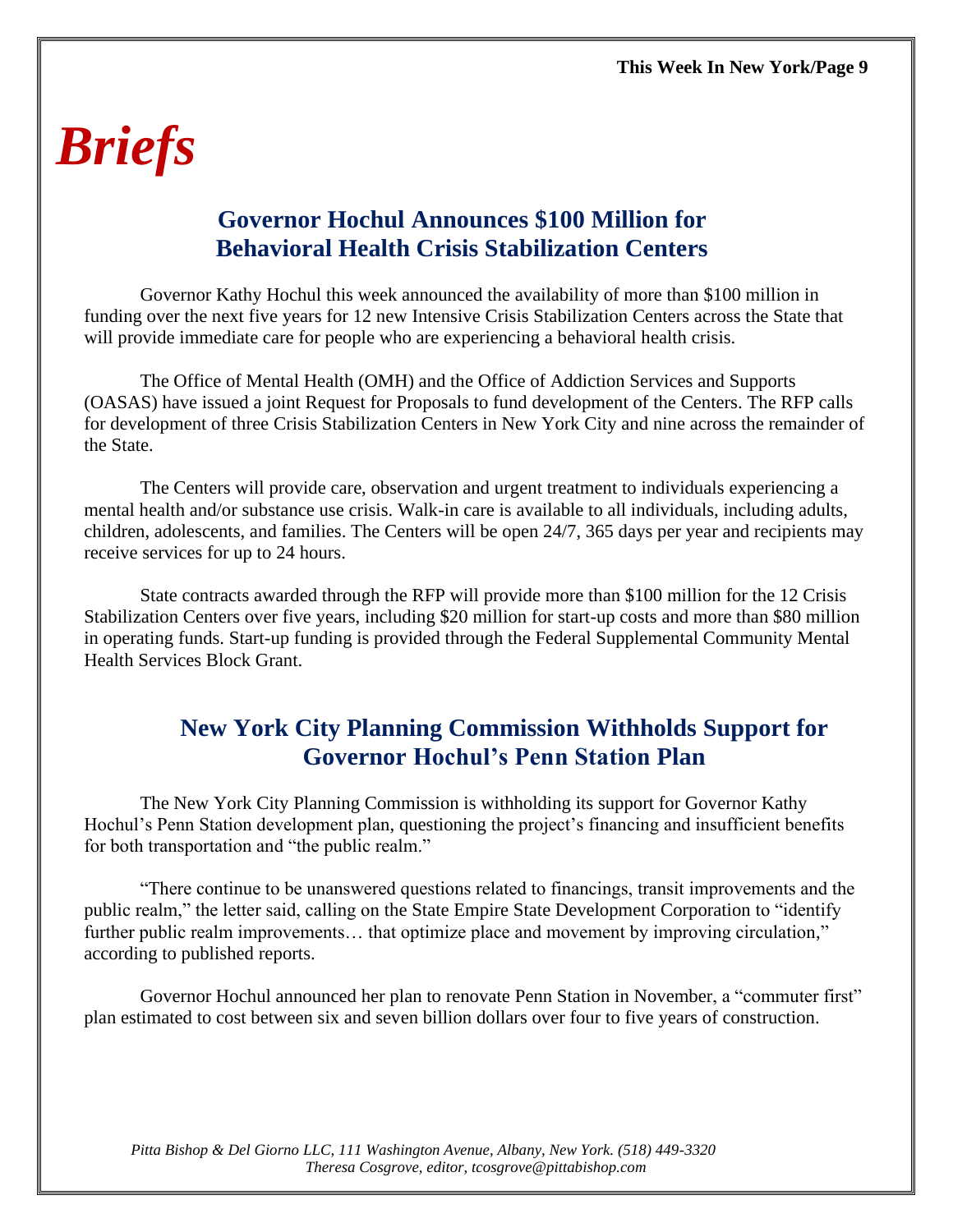# *Briefs*

## Governor Hochul Announces $100 Million for Behavioral Health Crisis Stabilization Centers

Governor Kathy Hochul this week announced the availability of more than $100 million in funding over the next five years for 12 new Intensive Crisis Stabilization Centers across the State that will provide immediate care for people who are experiencing a behavioral health crisis.

The Office of Mental Health (OMH) and the Office of Addiction Services and Supports (OASAS) have issued a joint Request for Proposals to fund development of the Centers. The RFP calls for development of three Crisis Stabilization Centers in New York City and nine across the remainder of the State.

The Centers will provide care, observation and urgent treatment to individuals experiencing a mental health and/or substance use crisis. Walk-in care is available to all individuals, including adults, children, adolescents, and families. The Centers will be open 24/7, 365 days per year and recipients may receive services for up to 24 hours.

State contracts awarded through the RFP will provide more than $100 million for the 12 Crisis Stabilization Centers over five years, including $20 million for start-up costs and more than $80 million in operating funds. Start-up funding is provided through the Federal Supplemental Community Mental Health Services Block Grant.

## New York City Planning Commission Withholds Support for Governor Hochul's Penn Station Plan

The New York City Planning Commission is withholding its support for Governor Kathy Hochul's Penn Station development plan, questioning the project's financing and insufficient benefits for both transportation and "the public realm."

"There continue to be unanswered questions related to financings, transit improvements and the public realm," the letter said, calling on the State Empire State Development Corporation to "identify further public realm improvements… that optimize place and movement by improving circulation," according to published reports.

Governor Hochul announced her plan to renovate Penn Station in November, a "commuter first" plan estimated to cost between six and seven billion dollars over four to five years of construction.

*Pitta Bishop & Del Giorno LLC, 111 Washington Avenue, Albany, New York. (518) 449-3320*
*Theresa Cosgrove, editor, tcosgrove@pittabishop.com*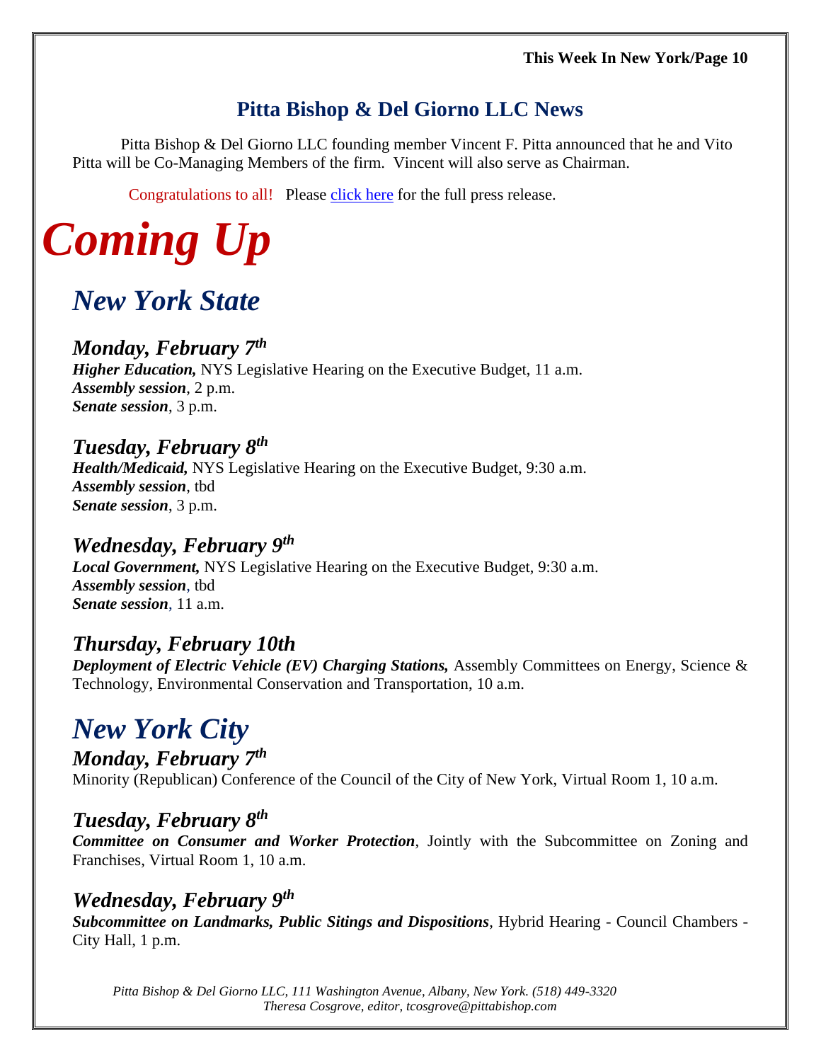## Pitta Bishop & Del Giorno LLC News

Pitta Bishop & Del Giorno LLC founding member Vincent F. Pitta announced that he and Vito Pitta will be Co-Managing Members of the firm. Vincent will also serve as Chairman.

Congratulations to all! Please click here for the full press release.

# *Coming Up*

## *New York State*

### *Monday, February 7th*

***Higher Education,*** NYS Legislative Hearing on the Executive Budget, 11 a.m.
***Assembly session***, 2 p.m.
***Senate session***, 3 p.m.

### *Tuesday, February 8th*

***Health/Medicaid,*** NYS Legislative Hearing on the Executive Budget, 9:30 a.m.
***Assembly session***, tbd
***Senate session***, 3 p.m.

### *Wednesday, February 9th*

***Local Government,*** NYS Legislative Hearing on the Executive Budget, 9:30 a.m.
***Assembly session***, tbd
***Senate session***, 11 a.m.

### *Thursday, February 10th*

***Deployment of Electric Vehicle (EV) Charging Stations,*** Assembly Committees on Energy, Science & Technology, Environmental Conservation and Transportation, 10 a.m.

## *New York City*

### *Monday, February 7th*

Minority (Republican) Conference of the Council of the City of New York, Virtual Room 1, 10 a.m.

### *Tuesday, February 8th*

***Committee on Consumer and Worker Protection***, Jointly with the Subcommittee on Zoning and Franchises, Virtual Room 1, 10 a.m.

### *Wednesday, February 9th*

***Subcommittee on Landmarks, Public Sitings and Dispositions***, Hybrid Hearing - Council Chambers - City Hall, 1 p.m.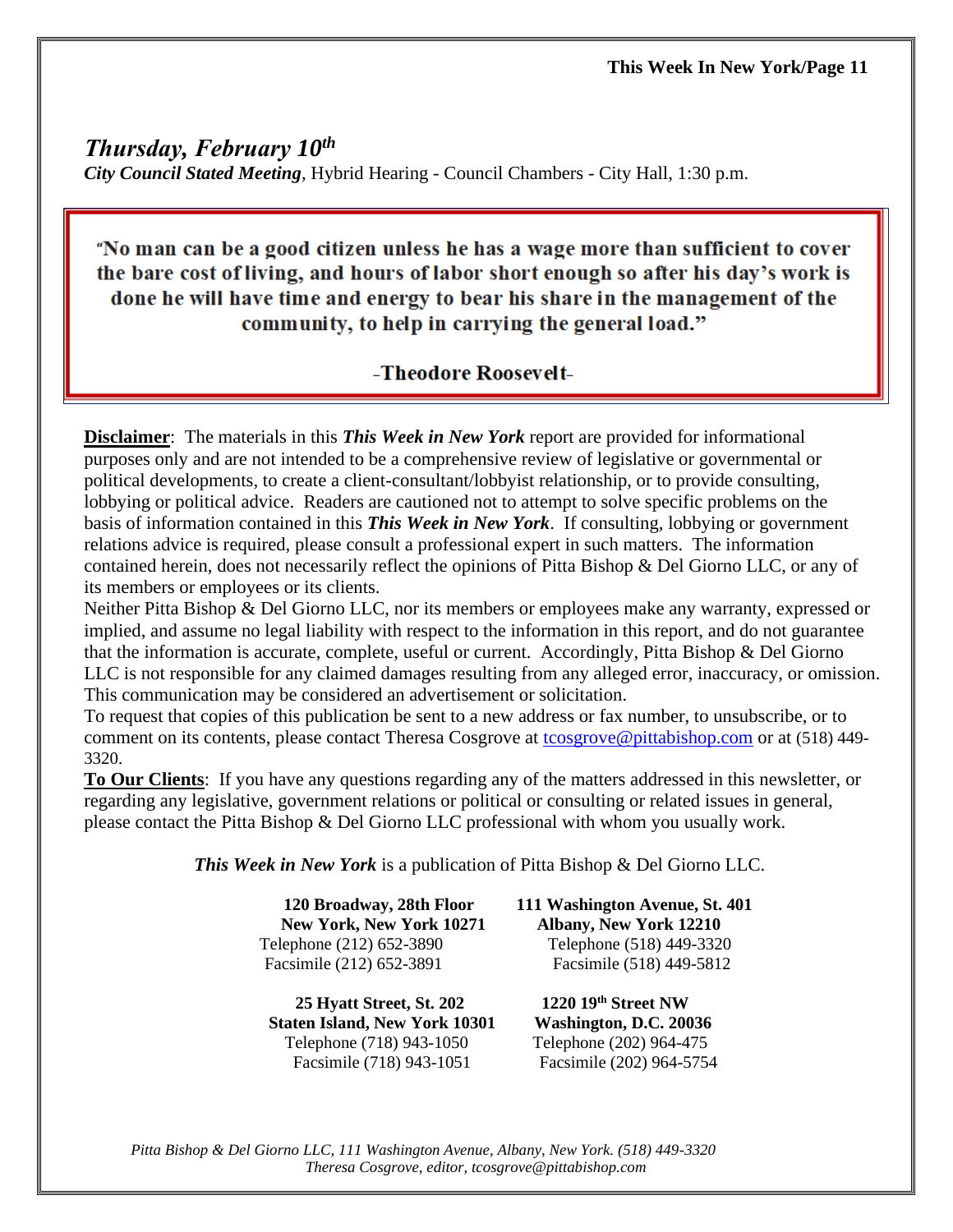### *Thursday, February 10th*

***City Council Stated Meeting***, Hybrid Hearing - Council Chambers - City Hall, 1:30 p.m.

> **"No man can be a good citizen unless he has a wage more than sufficient to cover the bare cost of living, and hours of labor short enough so after his day's work is done he will have time and energy to bear his share in the management of the community, to help in carrying the general load."**
>
> **-Theodore Roosevelt-**

**Disclaimer**: The materials in this ***This Week in New York*** report are provided for informational purposes only and are not intended to be a comprehensive review of legislative or governmental or political developments, to create a client-consultant/lobbyist relationship, or to provide consulting, lobbying or political advice. Readers are cautioned not to attempt to solve specific problems on the basis of information contained in this ***This Week in New York***. If consulting, lobbying or government relations advice is required, please consult a professional expert in such matters. The information contained herein, does not necessarily reflect the opinions of Pitta Bishop & Del Giorno LLC, or any of its members or employees or its clients.

Neither Pitta Bishop & Del Giorno LLC, nor its members or employees make any warranty, expressed or implied, and assume no legal liability with respect to the information in this report, and do not guarantee that the information is accurate, complete, useful or current. Accordingly, Pitta Bishop & Del Giorno LLC is not responsible for any claimed damages resulting from any alleged error, inaccuracy, or omission. This communication may be considered an advertisement or solicitation.

To request that copies of this publication be sent to a new address or fax number, to unsubscribe, or to comment on its contents, please contact Theresa Cosgrove at tcosgrove@pittabishop.com or at (518) 449-3320.

**To Our Clients**: If you have any questions regarding any of the matters addressed in this newsletter, or regarding any legislative, government relations or political or consulting or related issues in general, please contact the Pitta Bishop & Del Giorno LLC professional with whom you usually work.

***This Week in New York*** is a publication of Pitta Bishop & Del Giorno LLC.

**120 Broadway, 28th Floor**
**New York, New York 10271**
Telephone (212) 652-3890
Facsimile (212) 652-3891

**111 Washington Avenue, St. 401**
**Albany, New York 12210**
Telephone (518) 449-3320
Facsimile (518) 449-5812

**25 Hyatt Street, St. 202**
**Staten Island, New York 10301**
Telephone (718) 943-1050
Facsimile (718) 943-1051

**1220 19th Street NW**
**Washington, D.C. 20036**
Telephone (202) 964-475
Facsimile (202) 964-5754

*Pitta Bishop & Del Giorno LLC, 111 Washington Avenue, Albany, New York. (518) 449-3320*
*Theresa Cosgrove, editor, tcosgrove@pittabishop.com*